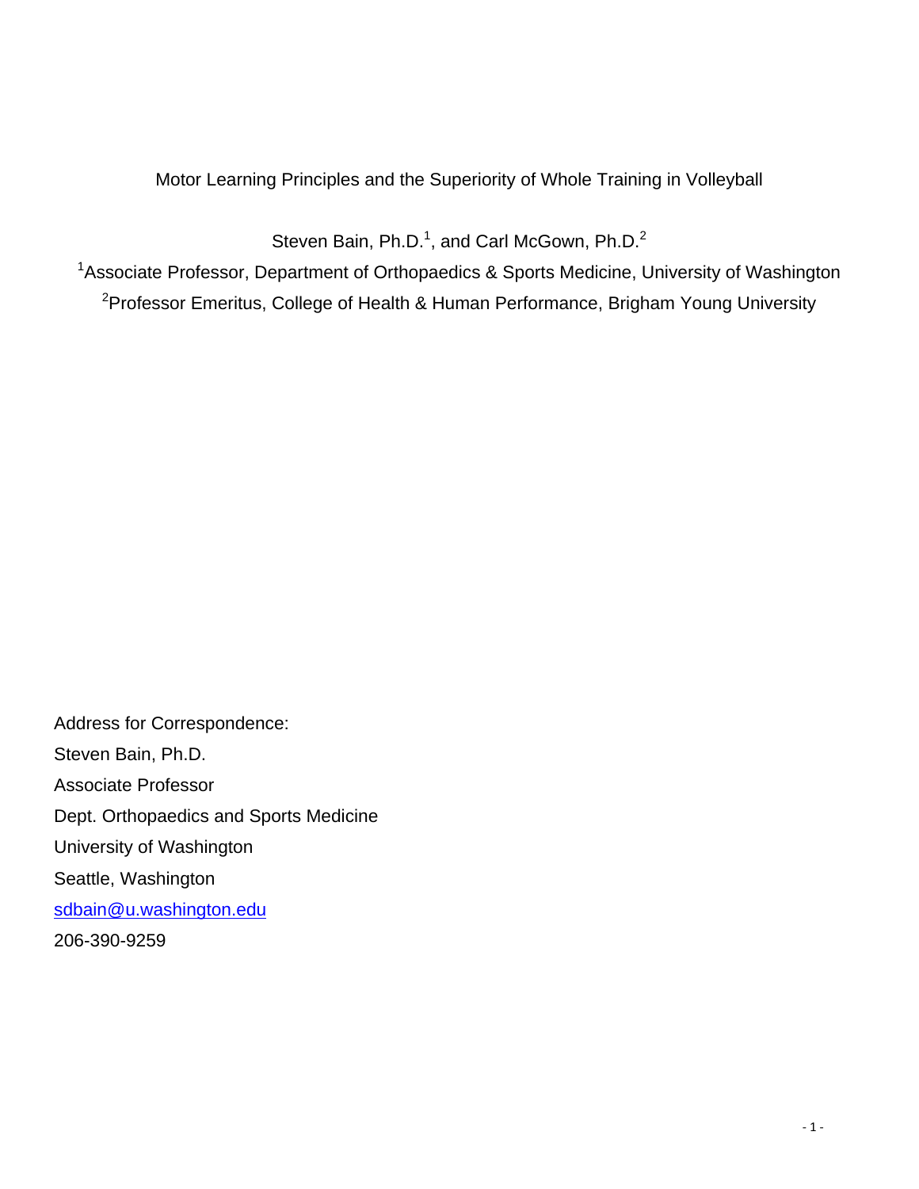# Motor Learning Principles and the Superiority of Whole Training in Volleyball

Steven Bain, Ph.D.[1], and Carl McGown, Ph.D.[2]

[1]Associate Professor, Department of Orthopaedics & Sports Medicine, University of Washington

[2]Professor Emeritus, College of Health & Human Performance, Brigham Young University

Address for Correspondence:
Steven Bain, Ph.D.
Associate Professor
Dept. Orthopaedics and Sports Medicine
University of Washington
Seattle, Washington
sdbain@u.washington.edu
206-390-9259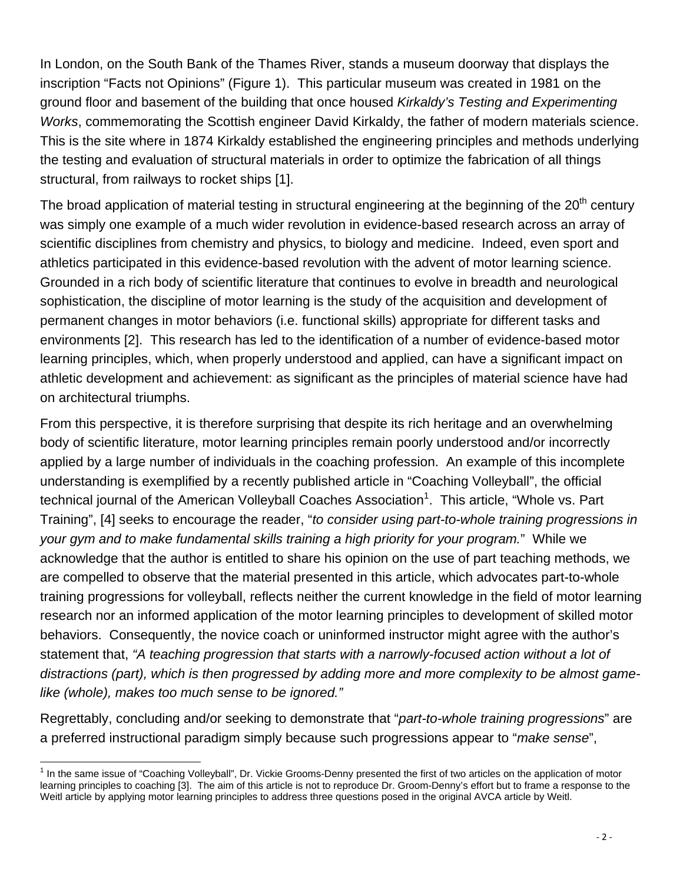In London, on the South Bank of the Thames River, stands a museum doorway that displays the inscription "Facts not Opinions" (Figure 1). This particular museum was created in 1981 on the ground floor and basement of the building that once housed *Kirkaldy's Testing and Experimenting Works*, commemorating the Scottish engineer David Kirkaldy, the father of modern materials science. This is the site where in 1874 Kirkaldy established the engineering principles and methods underlying the testing and evaluation of structural materials in order to optimize the fabrication of all things structural, from railways to rocket ships [1].

The broad application of material testing in structural engineering at the beginning of the 20$^{th}$ century was simply one example of a much wider revolution in evidence-based research across an array of scientific disciplines from chemistry and physics, to biology and medicine. Indeed, even sport and athletics participated in this evidence-based revolution with the advent of motor learning science. Grounded in a rich body of scientific literature that continues to evolve in breadth and neurological sophistication, the discipline of motor learning is the study of the acquisition and development of permanent changes in motor behaviors (i.e. functional skills) appropriate for different tasks and environments [2]. This research has led to the identification of a number of evidence-based motor learning principles, which, when properly understood and applied, can have a significant impact on athletic development and achievement: as significant as the principles of material science have had on architectural triumphs.

From this perspective, it is therefore surprising that despite its rich heritage and an overwhelming body of scientific literature, motor learning principles remain poorly understood and/or incorrectly applied by a large number of individuals in the coaching profession. An example of this incomplete understanding is exemplified by a recently published article in "Coaching Volleyball", the official technical journal of the American Volleyball Coaches Association[1]. This article, "Whole vs. Part Training", [4] seeks to encourage the reader, "*to consider using part-to-whole training progressions in your gym and to make fundamental skills training a high priority for your program.*" While we acknowledge that the author is entitled to share his opinion on the use of part teaching methods, we are compelled to observe that the material presented in this article, which advocates part-to-whole training progressions for volleyball, reflects neither the current knowledge in the field of motor learning research nor an informed application of the motor learning principles to development of skilled motor behaviors. Consequently, the novice coach or uninformed instructor might agree with the author's statement that, *"A teaching progression that starts with a narrowly-focused action without a lot of distractions (part), which is then progressed by adding more and more complexity to be almost game-like (whole), makes too much sense to be ignored."*

Regrettably, concluding and/or seeking to demonstrate that "*part-to-whole training progressions*" are a preferred instructional paradigm simply because such progressions appear to "*make sense*",

[1] In the same issue of "Coaching Volleyball", Dr. Vickie Grooms-Denny presented the first of two articles on the application of motor learning principles to coaching [3]. The aim of this article is not to reproduce Dr. Groom-Denny's effort but to frame a response to the Weitl article by applying motor learning principles to address three questions posed in the original AVCA article by Weitl.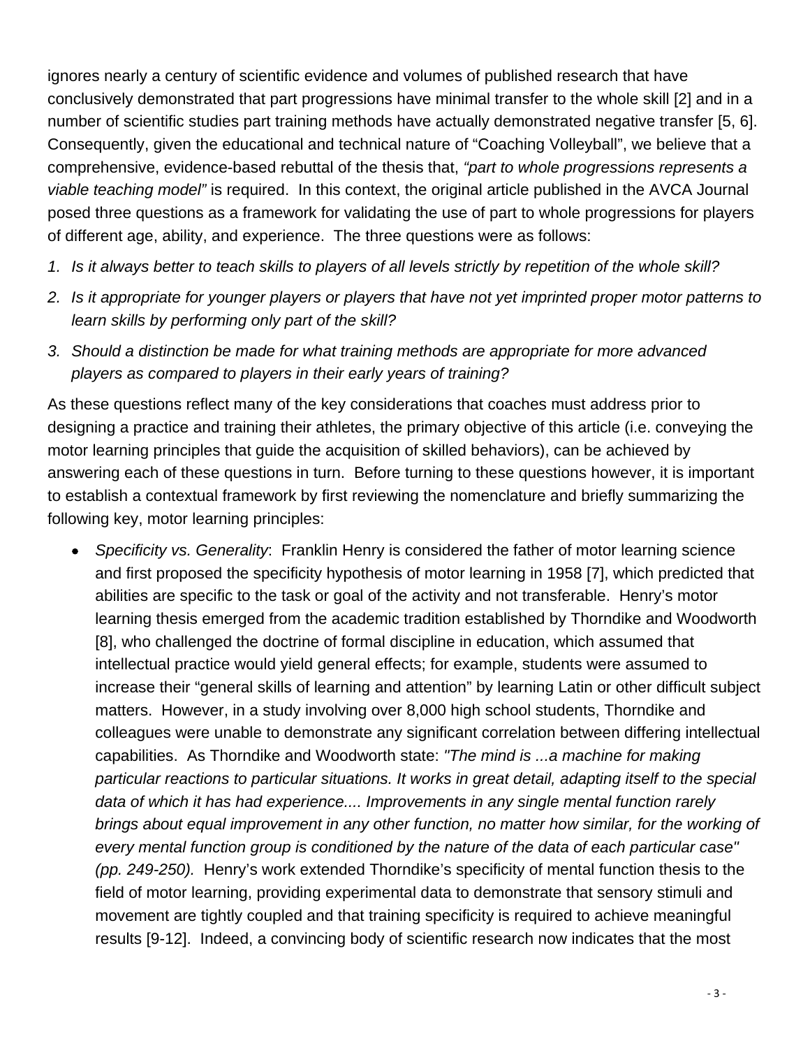ignores nearly a century of scientific evidence and volumes of published research that have conclusively demonstrated that part progressions have minimal transfer to the whole skill [2] and in a number of scientific studies part training methods have actually demonstrated negative transfer [5, 6]. Consequently, given the educational and technical nature of "Coaching Volleyball", we believe that a comprehensive, evidence-based rebuttal of the thesis that, *"part to whole progressions represents a viable teaching model"* is required. In this context, the original article published in the AVCA Journal posed three questions as a framework for validating the use of part to whole progressions for players of different age, ability, and experience. The three questions were as follows:

1. *Is it always better to teach skills to players of all levels strictly by repetition of the whole skill?*
2. *Is it appropriate for younger players or players that have not yet imprinted proper motor patterns to learn skills by performing only part of the skill?*
3. *Should a distinction be made for what training methods are appropriate for more advanced players as compared to players in their early years of training?*

As these questions reflect many of the key considerations that coaches must address prior to designing a practice and training their athletes, the primary objective of this article (i.e. conveying the motor learning principles that guide the acquisition of skilled behaviors), can be achieved by answering each of these questions in turn. Before turning to these questions however, it is important to establish a contextual framework by first reviewing the nomenclature and briefly summarizing the following key, motor learning principles:

- *Specificity vs. Generality*: Franklin Henry is considered the father of motor learning science and first proposed the specificity hypothesis of motor learning in 1958 [7], which predicted that abilities are specific to the task or goal of the activity and not transferable. Henry's motor learning thesis emerged from the academic tradition established by Thorndike and Woodworth [8], who challenged the doctrine of formal discipline in education, which assumed that intellectual practice would yield general effects; for example, students were assumed to increase their "general skills of learning and attention" by learning Latin or other difficult subject matters. However, in a study involving over 8,000 high school students, Thorndike and colleagues were unable to demonstrate any significant correlation between differing intellectual capabilities. As Thorndike and Woodworth state: *"The mind is ...a machine for making particular reactions to particular situations. It works in great detail, adapting itself to the special data of which it has had experience.... Improvements in any single mental function rarely brings about equal improvement in any other function, no matter how similar, for the working of every mental function group is conditioned by the nature of the data of each particular case" (pp. 249-250).* Henry's work extended Thorndike's specificity of mental function thesis to the field of motor learning, providing experimental data to demonstrate that sensory stimuli and movement are tightly coupled and that training specificity is required to achieve meaningful results [9-12]. Indeed, a convincing body of scientific research now indicates that the most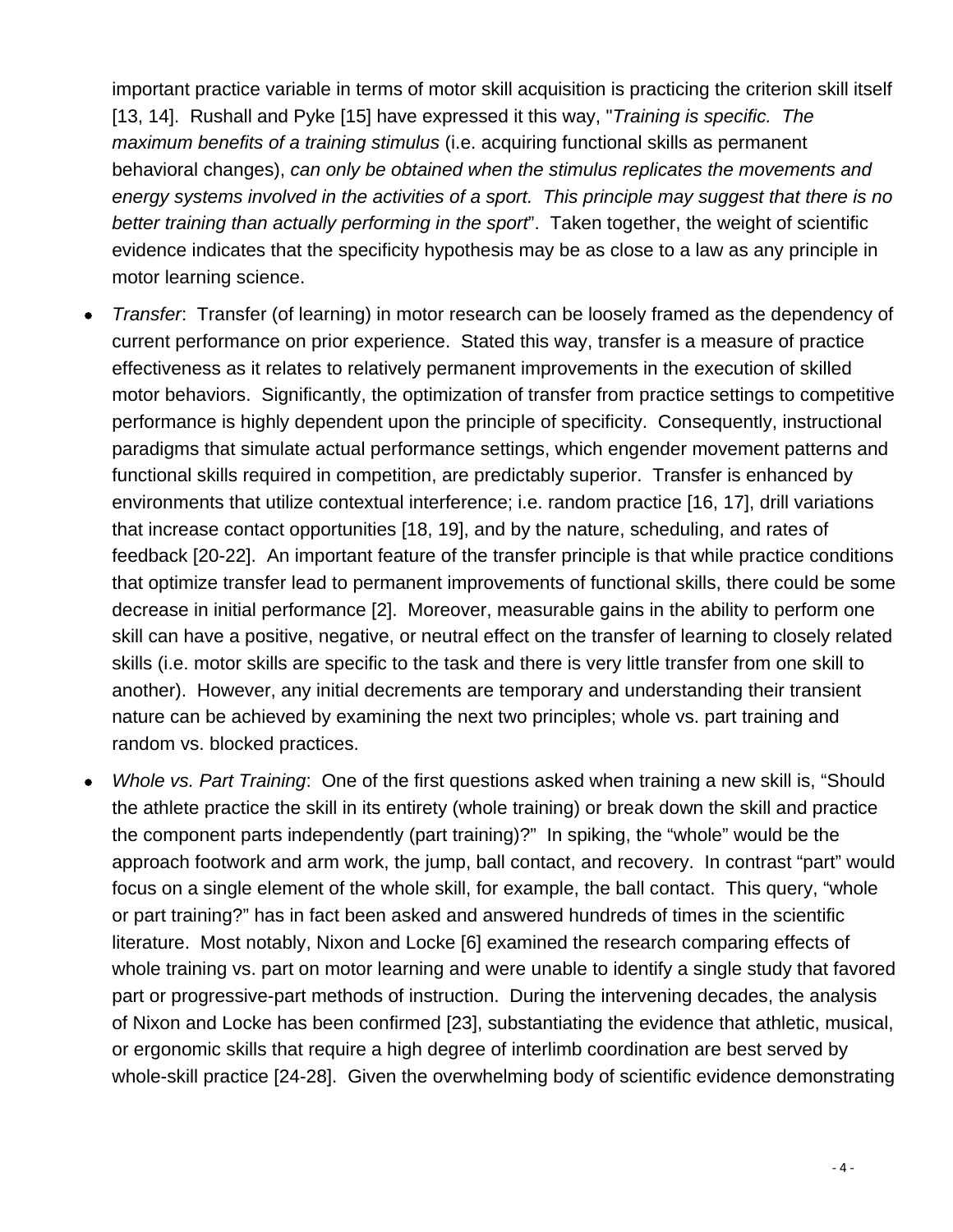important practice variable in terms of motor skill acquisition is practicing the criterion skill itself [13, 14]. Rushall and Pyke [15] have expressed it this way, "*Training is specific. The maximum benefits of a training stimulus* (i.e. acquiring functional skills as permanent behavioral changes), *can only be obtained when the stimulus replicates the movements and energy systems involved in the activities of a sport. This principle may suggest that there is no better training than actually performing in the sport*". Taken together, the weight of scientific evidence indicates that the specificity hypothesis may be as close to a law as any principle in motor learning science.

- *Transfer*: Transfer (of learning) in motor research can be loosely framed as the dependency of current performance on prior experience. Stated this way, transfer is a measure of practice effectiveness as it relates to relatively permanent improvements in the execution of skilled motor behaviors. Significantly, the optimization of transfer from practice settings to competitive performance is highly dependent upon the principle of specificity. Consequently, instructional paradigms that simulate actual performance settings, which engender movement patterns and functional skills required in competition, are predictably superior. Transfer is enhanced by environments that utilize contextual interference; i.e. random practice [16, 17], drill variations that increase contact opportunities [18, 19], and by the nature, scheduling, and rates of feedback [20-22]. An important feature of the transfer principle is that while practice conditions that optimize transfer lead to permanent improvements of functional skills, there could be some decrease in initial performance [2]. Moreover, measurable gains in the ability to perform one skill can have a positive, negative, or neutral effect on the transfer of learning to closely related skills (i.e. motor skills are specific to the task and there is very little transfer from one skill to another). However, any initial decrements are temporary and understanding their transient nature can be achieved by examining the next two principles; whole vs. part training and random vs. blocked practices.

- *Whole vs. Part Training*: One of the first questions asked when training a new skill is, "Should the athlete practice the skill in its entirety (whole training) or break down the skill and practice the component parts independently (part training)?" In spiking, the "whole" would be the approach footwork and arm work, the jump, ball contact, and recovery. In contrast "part" would focus on a single element of the whole skill, for example, the ball contact. This query, "whole or part training?" has in fact been asked and answered hundreds of times in the scientific literature. Most notably, Nixon and Locke [6] examined the research comparing effects of whole training vs. part on motor learning and were unable to identify a single study that favored part or progressive-part methods of instruction. During the intervening decades, the analysis of Nixon and Locke has been confirmed [23], substantiating the evidence that athletic, musical, or ergonomic skills that require a high degree of interlimb coordination are best served by whole-skill practice [24-28]. Given the overwhelming body of scientific evidence demonstrating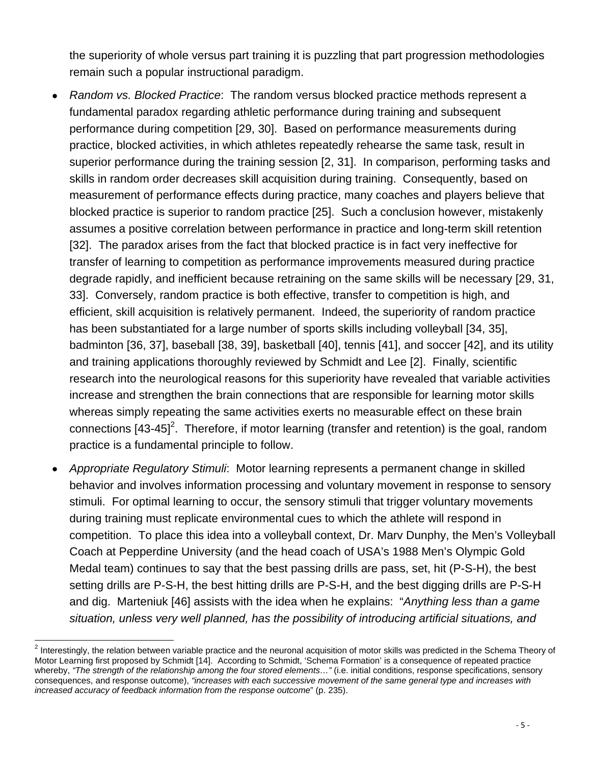the superiority of whole versus part training it is puzzling that part progression methodologies remain such a popular instructional paradigm.

- *Random vs. Blocked Practice*: The random versus blocked practice methods represent a fundamental paradox regarding athletic performance during training and subsequent performance during competition [29, 30]. Based on performance measurements during practice, blocked activities, in which athletes repeatedly rehearse the same task, result in superior performance during the training session [2, 31]. In comparison, performing tasks and skills in random order decreases skill acquisition during training. Consequently, based on measurement of performance effects during practice, many coaches and players believe that blocked practice is superior to random practice [25]. Such a conclusion however, mistakenly assumes a positive correlation between performance in practice and long-term skill retention [32]. The paradox arises from the fact that blocked practice is in fact very ineffective for transfer of learning to competition as performance improvements measured during practice degrade rapidly, and inefficient because retraining on the same skills will be necessary [29, 31, 33]. Conversely, random practice is both effective, transfer to competition is high, and efficient, skill acquisition is relatively permanent. Indeed, the superiority of random practice has been substantiated for a large number of sports skills including volleyball [34, 35], badminton [36, 37], baseball [38, 39], basketball [40], tennis [41], and soccer [42], and its utility and training applications thoroughly reviewed by Schmidt and Lee [2]. Finally, scientific research into the neurological reasons for this superiority have revealed that variable activities increase and strengthen the brain connections that are responsible for learning motor skills whereas simply repeating the same activities exerts no measurable effect on these brain connections [43-45][2]. Therefore, if motor learning (transfer and retention) is the goal, random practice is a fundamental principle to follow.

- *Appropriate Regulatory Stimuli*: Motor learning represents a permanent change in skilled behavior and involves information processing and voluntary movement in response to sensory stimuli. For optimal learning to occur, the sensory stimuli that trigger voluntary movements during training must replicate environmental cues to which the athlete will respond in competition. To place this idea into a volleyball context, Dr. Marv Dunphy, the Men's Volleyball Coach at Pepperdine University (and the head coach of USA's 1988 Men's Olympic Gold Medal team) continues to say that the best passing drills are pass, set, hit (P-S-H), the best setting drills are P-S-H, the best hitting drills are P-S-H, and the best digging drills are P-S-H and dig. Marteniuk [46] assists with the idea when he explains: "*Anything less than a game situation, unless very well planned, has the possibility of introducing artificial situations, and*

---

[2] Interestingly, the relation between variable practice and the neuronal acquisition of motor skills was predicted in the Schema Theory of Motor Learning first proposed by Schmidt [14]. According to Schmidt, 'Schema Formation' is a consequence of repeated practice whereby, *"The strength of the relationship among the four stored elements…"* (i.e. initial conditions, response specifications, sensory consequences, and response outcome), *"increases with each successive movement of the same general type and increases with increased accuracy of feedback information from the response outcome"* (p. 235).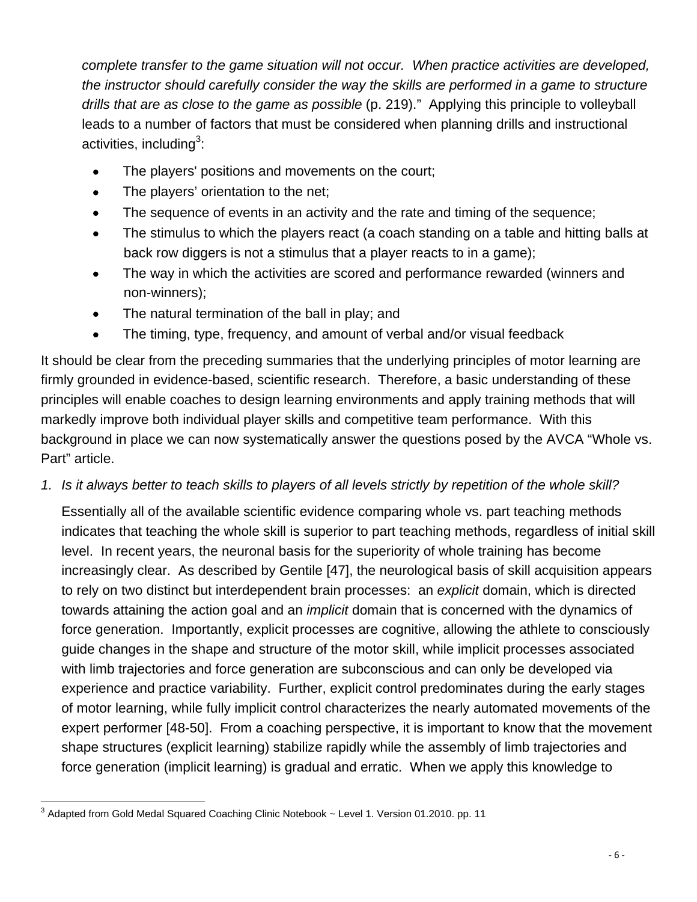*complete transfer to the game situation will not occur. When practice activities are developed, the instructor should carefully consider the way the skills are performed in a game to structure drills that are as close to the game as possible* (p. 219)." Applying this principle to volleyball leads to a number of factors that must be considered when planning drills and instructional activities, including[3]:

- The players' positions and movements on the court;
- The players' orientation to the net;
- The sequence of events in an activity and the rate and timing of the sequence;
- The stimulus to which the players react (a coach standing on a table and hitting balls at back row diggers is not a stimulus that a player reacts to in a game);
- The way in which the activities are scored and performance rewarded (winners and non-winners);
- The natural termination of the ball in play; and
- The timing, type, frequency, and amount of verbal and/or visual feedback

It should be clear from the preceding summaries that the underlying principles of motor learning are firmly grounded in evidence-based, scientific research. Therefore, a basic understanding of these principles will enable coaches to design learning environments and apply training methods that will markedly improve both individual player skills and competitive team performance. With this background in place we can now systematically answer the questions posed by the AVCA "Whole vs. Part" article.

1. *Is it always better to teach skills to players of all levels strictly by repetition of the whole skill?*

   Essentially all of the available scientific evidence comparing whole vs. part teaching methods indicates that teaching the whole skill is superior to part teaching methods, regardless of initial skill level. In recent years, the neuronal basis for the superiority of whole training has become increasingly clear. As described by Gentile [47], the neurological basis of skill acquisition appears to rely on two distinct but interdependent brain processes: an *explicit* domain, which is directed towards attaining the action goal and an *implicit* domain that is concerned with the dynamics of force generation. Importantly, explicit processes are cognitive, allowing the athlete to consciously guide changes in the shape and structure of the motor skill, while implicit processes associated with limb trajectories and force generation are subconscious and can only be developed via experience and practice variability. Further, explicit control predominates during the early stages of motor learning, while fully implicit control characterizes the nearly automated movements of the expert performer [48-50]. From a coaching perspective, it is important to know that the movement shape structures (explicit learning) stabilize rapidly while the assembly of limb trajectories and force generation (implicit learning) is gradual and erratic. When we apply this knowledge to

[3] Adapted from Gold Medal Squared Coaching Clinic Notebook ~ Level 1. Version 01.2010. pp. 11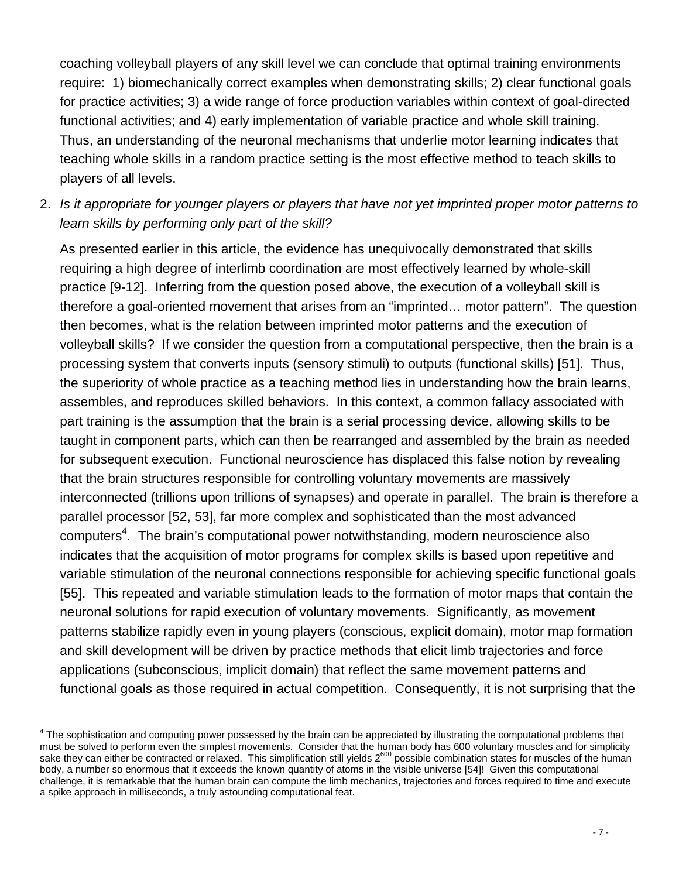coaching volleyball players of any skill level we can conclude that optimal training environments require: 1) biomechanically correct examples when demonstrating skills; 2) clear functional goals for practice activities; 3) a wide range of force production variables within context of goal-directed functional activities; and 4) early implementation of variable practice and whole skill training. Thus, an understanding of the neuronal mechanisms that underlie motor learning indicates that teaching whole skills in a random practice setting is the most effective method to teach skills to players of all levels.

2. *Is it appropriate for younger players or players that have not yet imprinted proper motor patterns to learn skills by performing only part of the skill?*

   As presented earlier in this article, the evidence has unequivocally demonstrated that skills requiring a high degree of interlimb coordination are most effectively learned by whole-skill practice [9-12]. Inferring from the question posed above, the execution of a volleyball skill is therefore a goal-oriented movement that arises from an "imprinted… motor pattern". The question then becomes, what is the relation between imprinted motor patterns and the execution of volleyball skills? If we consider the question from a computational perspective, then the brain is a processing system that converts inputs (sensory stimuli) to outputs (functional skills) [51]. Thus, the superiority of whole practice as a teaching method lies in understanding how the brain learns, assembles, and reproduces skilled behaviors. In this context, a common fallacy associated with part training is the assumption that the brain is a serial processing device, allowing skills to be taught in component parts, which can then be rearranged and assembled by the brain as needed for subsequent execution. Functional neuroscience has displaced this false notion by revealing that the brain structures responsible for controlling voluntary movements are massively interconnected (trillions upon trillions of synapses) and operate in parallel. The brain is therefore a parallel processor [52, 53], far more complex and sophisticated than the most advanced computers[4]. The brain's computational power notwithstanding, modern neuroscience also indicates that the acquisition of motor programs for complex skills is based upon repetitive and variable stimulation of the neuronal connections responsible for achieving specific functional goals [55]. This repeated and variable stimulation leads to the formation of motor maps that contain the neuronal solutions for rapid execution of voluntary movements. Significantly, as movement patterns stabilize rapidly even in young players (conscious, explicit domain), motor map formation and skill development will be driven by practice methods that elicit limb trajectories and force applications (subconscious, implicit domain) that reflect the same movement patterns and functional goals as those required in actual competition. Consequently, it is not surprising that the

---

[4] The sophistication and computing power possessed by the brain can be appreciated by illustrating the computational problems that must be solved to perform even the simplest movements. Consider that the human body has 600 voluntary muscles and for simplicity sake they can either be contracted or relaxed. This simplification still yields $2^{600}$ possible combination states for muscles of the human body, a number so enormous that it exceeds the known quantity of atoms in the visible universe [54]! Given this computational challenge, it is remarkable that the human brain can compute the limb mechanics, trajectories and forces required to time and execute a spike approach in milliseconds, a truly astounding computational feat.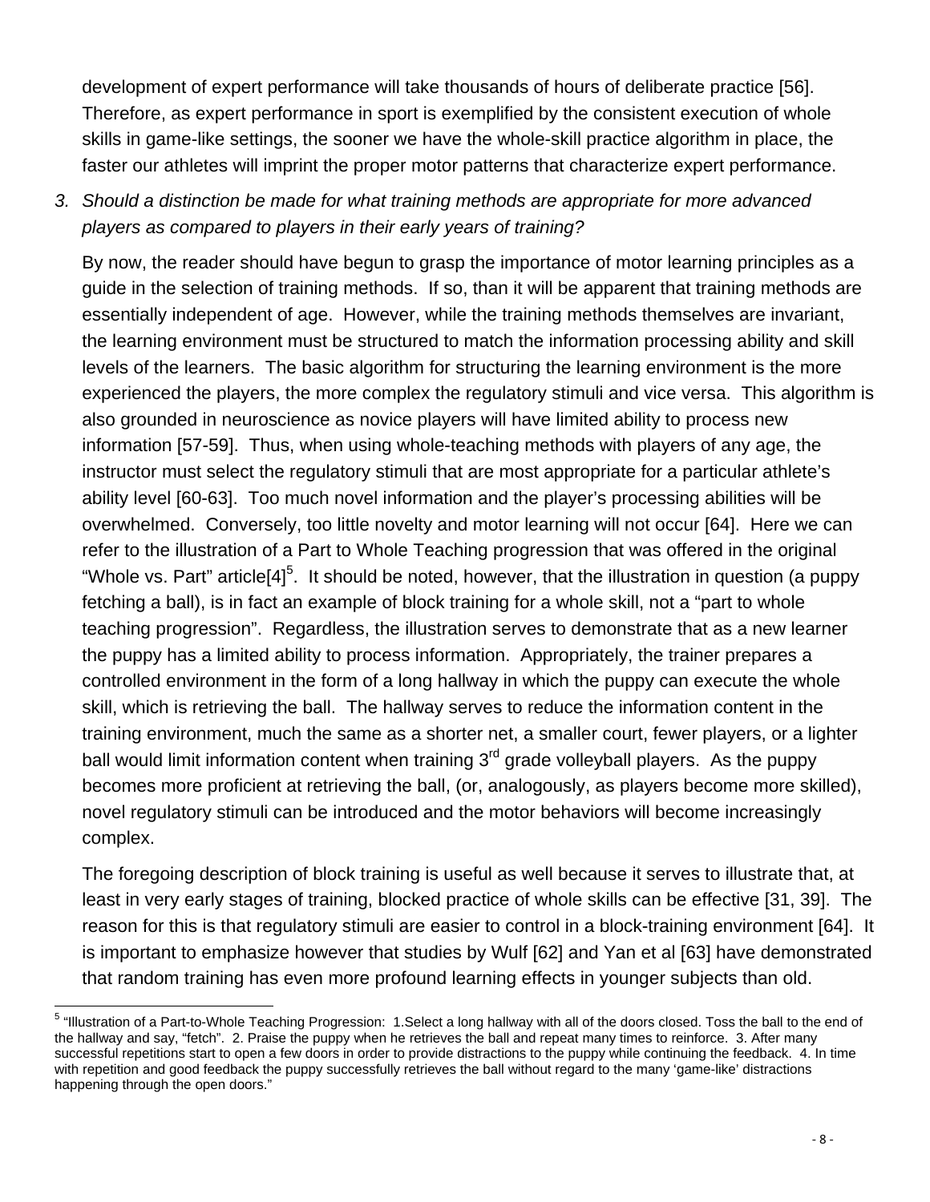development of expert performance will take thousands of hours of deliberate practice [56]. Therefore, as expert performance in sport is exemplified by the consistent execution of whole skills in game-like settings, the sooner we have the whole-skill practice algorithm in place, the faster our athletes will imprint the proper motor patterns that characterize expert performance.

3. *Should a distinction be made for what training methods are appropriate for more advanced players as compared to players in their early years of training?*

   By now, the reader should have begun to grasp the importance of motor learning principles as a guide in the selection of training methods. If so, than it will be apparent that training methods are essentially independent of age. However, while the training methods themselves are invariant, the learning environment must be structured to match the information processing ability and skill levels of the learners. The basic algorithm for structuring the learning environment is the more experienced the players, the more complex the regulatory stimuli and vice versa. This algorithm is also grounded in neuroscience as novice players will have limited ability to process new information [57-59]. Thus, when using whole-teaching methods with players of any age, the instructor must select the regulatory stimuli that are most appropriate for a particular athlete's ability level [60-63]. Too much novel information and the player's processing abilities will be overwhelmed. Conversely, too little novelty and motor learning will not occur [64]. Here we can refer to the illustration of a Part to Whole Teaching progression that was offered in the original "Whole vs. Part" article[4][5]. It should be noted, however, that the illustration in question (a puppy fetching a ball), is in fact an example of block training for a whole skill, not a "part to whole teaching progression". Regardless, the illustration serves to demonstrate that as a new learner the puppy has a limited ability to process information. Appropriately, the trainer prepares a controlled environment in the form of a long hallway in which the puppy can execute the whole skill, which is retrieving the ball. The hallway serves to reduce the information content in the training environment, much the same as a shorter net, a smaller court, fewer players, or a lighter ball would limit information content when training 3rd grade volleyball players. As the puppy becomes more proficient at retrieving the ball, (or, analogously, as players become more skilled), novel regulatory stimuli can be introduced and the motor behaviors will become increasingly complex.

   The foregoing description of block training is useful as well because it serves to illustrate that, at least in very early stages of training, blocked practice of whole skills can be effective [31, 39]. The reason for this is that regulatory stimuli are easier to control in a block-training environment [64]. It is important to emphasize however that studies by Wulf [62] and Yan et al [63] have demonstrated that random training has even more profound learning effects in younger subjects than old.

---

[5] "Illustration of a Part-to-Whole Teaching Progression: 1.Select a long hallway with all of the doors closed. Toss the ball to the end of the hallway and say, "fetch". 2. Praise the puppy when he retrieves the ball and repeat many times to reinforce. 3. After many successful repetitions start to open a few doors in order to provide distractions to the puppy while continuing the feedback. 4. In time with repetition and good feedback the puppy successfully retrieves the ball without regard to the many 'game-like' distractions happening through the open doors."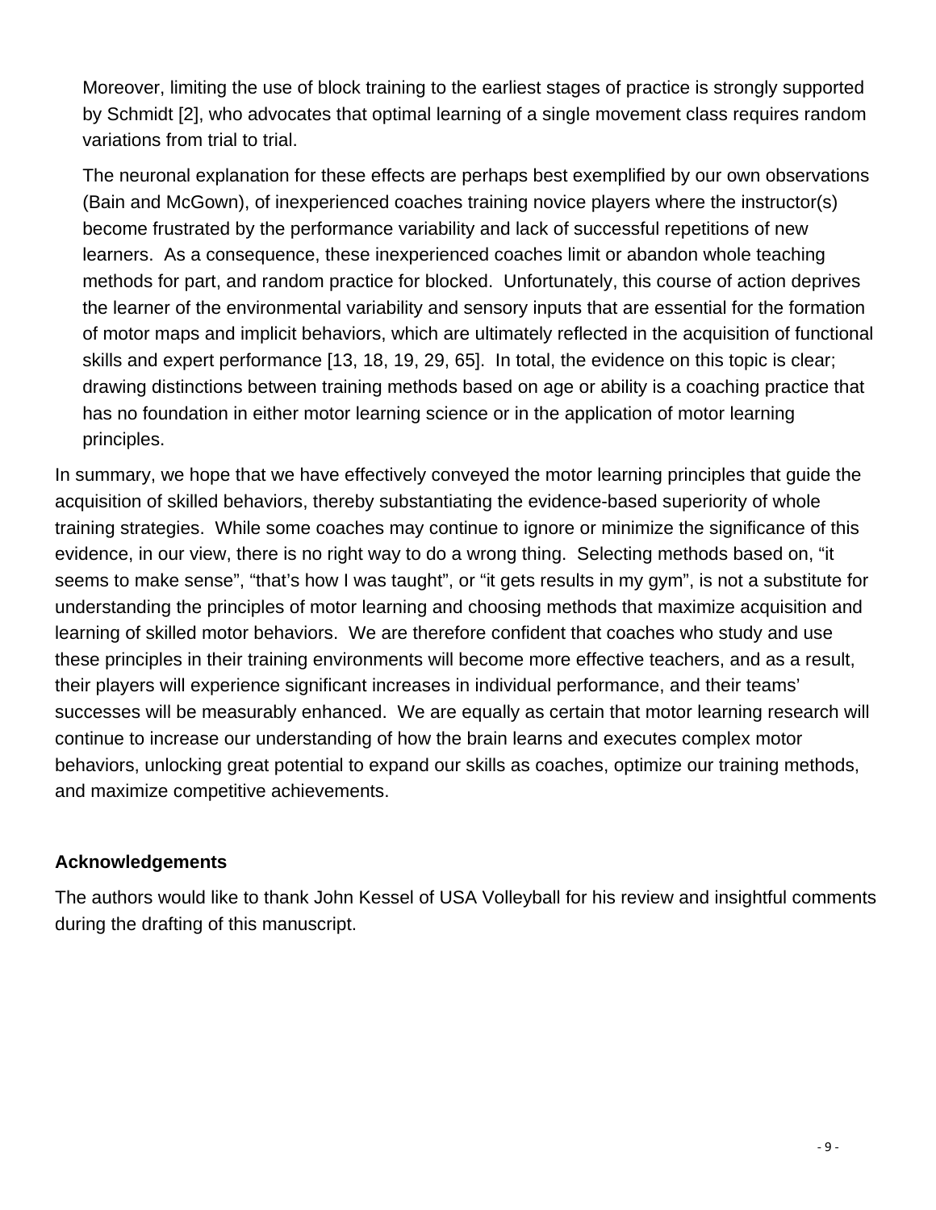Moreover, limiting the use of block training to the earliest stages of practice is strongly supported by Schmidt [2], who advocates that optimal learning of a single movement class requires random variations from trial to trial.

The neuronal explanation for these effects are perhaps best exemplified by our own observations (Bain and McGown), of inexperienced coaches training novice players where the instructor(s) become frustrated by the performance variability and lack of successful repetitions of new learners. As a consequence, these inexperienced coaches limit or abandon whole teaching methods for part, and random practice for blocked. Unfortunately, this course of action deprives the learner of the environmental variability and sensory inputs that are essential for the formation of motor maps and implicit behaviors, which are ultimately reflected in the acquisition of functional skills and expert performance [13, 18, 19, 29, 65]. In total, the evidence on this topic is clear; drawing distinctions between training methods based on age or ability is a coaching practice that has no foundation in either motor learning science or in the application of motor learning principles.

In summary, we hope that we have effectively conveyed the motor learning principles that guide the acquisition of skilled behaviors, thereby substantiating the evidence-based superiority of whole training strategies. While some coaches may continue to ignore or minimize the significance of this evidence, in our view, there is no right way to do a wrong thing. Selecting methods based on, "it seems to make sense", "that's how I was taught", or "it gets results in my gym", is not a substitute for understanding the principles of motor learning and choosing methods that maximize acquisition and learning of skilled motor behaviors. We are therefore confident that coaches who study and use these principles in their training environments will become more effective teachers, and as a result, their players will experience significant increases in individual performance, and their teams' successes will be measurably enhanced. We are equally as certain that motor learning research will continue to increase our understanding of how the brain learns and executes complex motor behaviors, unlocking great potential to expand our skills as coaches, optimize our training methods, and maximize competitive achievements.

**Acknowledgements**

The authors would like to thank John Kessel of USA Volleyball for his review and insightful comments during the drafting of this manuscript.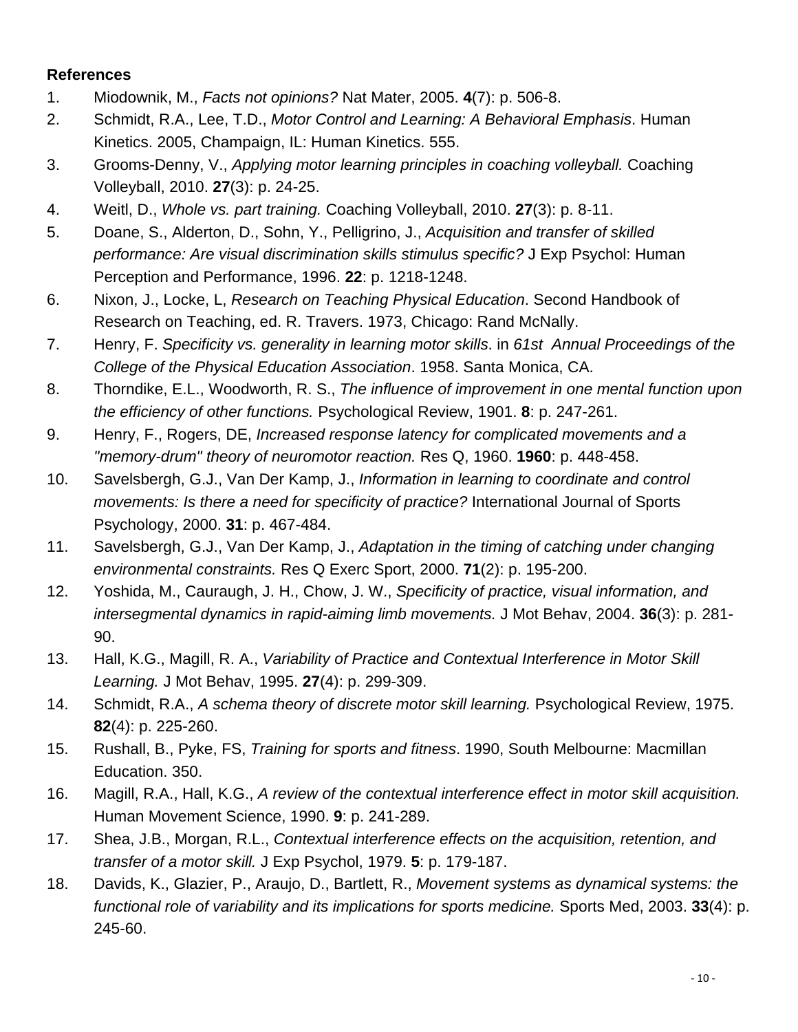**References**

1. Miodownik, M., *Facts not opinions?* Nat Mater, 2005. **4**(7): p. 506-8.
2. Schmidt, R.A., Lee, T.D., *Motor Control and Learning: A Behavioral Emphasis*. Human Kinetics. 2005, Champaign, IL: Human Kinetics. 555.
3. Grooms-Denny, V., *Applying motor learning principles in coaching volleyball.* Coaching Volleyball, 2010. **27**(3): p. 24-25.
4. Weitl, D., *Whole vs. part training.* Coaching Volleyball, 2010. **27**(3): p. 8-11.
5. Doane, S., Alderton, D., Sohn, Y., Pelligrino, J., *Acquisition and transfer of skilled performance: Are visual discrimination skills stimulus specific?* J Exp Psychol: Human Perception and Performance, 1996. **22**: p. 1218-1248.
6. Nixon, J., Locke, L, *Research on Teaching Physical Education*. Second Handbook of Research on Teaching, ed. R. Travers. 1973, Chicago: Rand McNally.
7. Henry, F. *Specificity vs. generality in learning motor skills*. in *61st Annual Proceedings of the College of the Physical Education Association*. 1958. Santa Monica, CA.
8. Thorndike, E.L., Woodworth, R. S., *The influence of improvement in one mental function upon the efficiency of other functions.* Psychological Review, 1901. **8**: p. 247-261.
9. Henry, F., Rogers, DE, *Increased response latency for complicated movements and a "memory-drum" theory of neuromotor reaction.* Res Q, 1960. **1960**: p. 448-458.
10. Savelsbergh, G.J., Van Der Kamp, J., *Information in learning to coordinate and control movements: Is there a need for specificity of practice?* International Journal of Sports Psychology, 2000. **31**: p. 467-484.
11. Savelsbergh, G.J., Van Der Kamp, J., *Adaptation in the timing of catching under changing environmental constraints.* Res Q Exerc Sport, 2000. **71**(2): p. 195-200.
12. Yoshida, M., Cauraugh, J. H., Chow, J. W., *Specificity of practice, visual information, and intersegmental dynamics in rapid-aiming limb movements.* J Mot Behav, 2004. **36**(3): p. 281-90.
13. Hall, K.G., Magill, R. A., *Variability of Practice and Contextual Interference in Motor Skill Learning.* J Mot Behav, 1995. **27**(4): p. 299-309.
14. Schmidt, R.A., *A schema theory of discrete motor skill learning.* Psychological Review, 1975. **82**(4): p. 225-260.
15. Rushall, B., Pyke, FS, *Training for sports and fitness*. 1990, South Melbourne: Macmillan Education. 350.
16. Magill, R.A., Hall, K.G., *A review of the contextual interference effect in motor skill acquisition.* Human Movement Science, 1990. **9**: p. 241-289.
17. Shea, J.B., Morgan, R.L., *Contextual interference effects on the acquisition, retention, and transfer of a motor skill.* J Exp Psychol, 1979. **5**: p. 179-187.
18. Davids, K., Glazier, P., Araujo, D., Bartlett, R., *Movement systems as dynamical systems: the functional role of variability and its implications for sports medicine.* Sports Med, 2003. **33**(4): p. 245-60.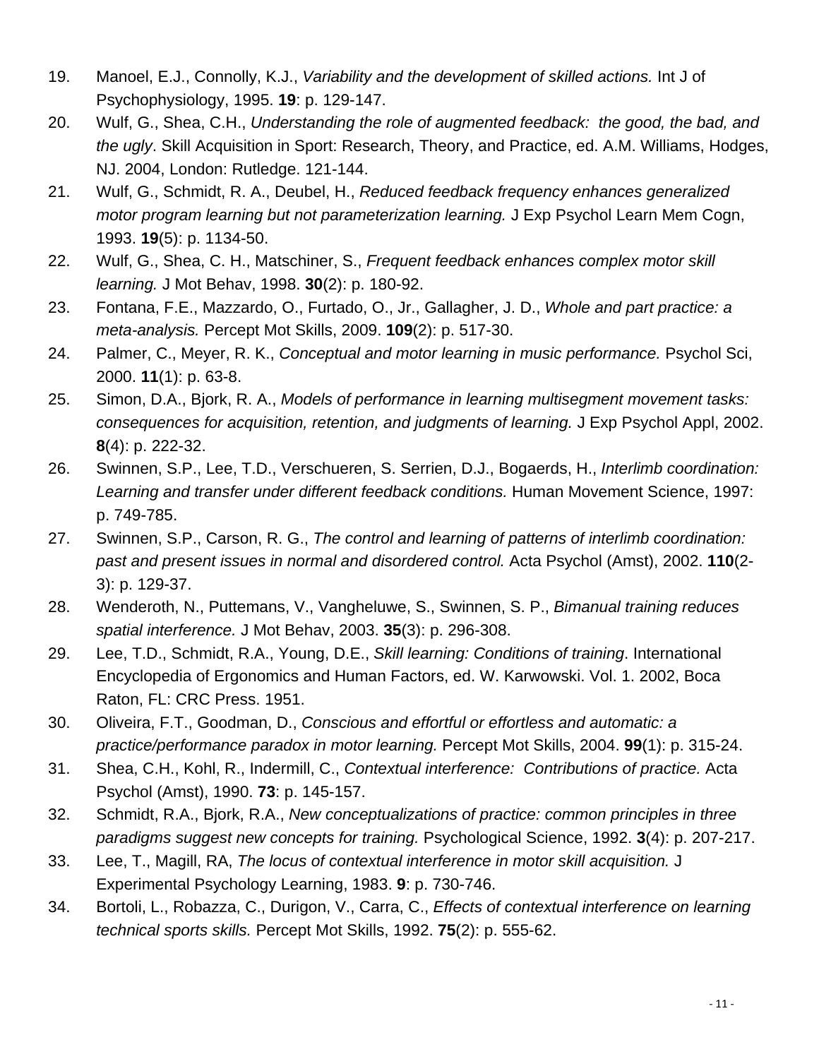19. Manoel, E.J., Connolly, K.J., *Variability and the development of skilled actions.* Int J of Psychophysiology, 1995. **19**: p. 129-147.
20. Wulf, G., Shea, C.H., *Understanding the role of augmented feedback: the good, the bad, and the ugly*. Skill Acquisition in Sport: Research, Theory, and Practice, ed. A.M. Williams, Hodges, NJ. 2004, London: Rutledge. 121-144.
21. Wulf, G., Schmidt, R. A., Deubel, H., *Reduced feedback frequency enhances generalized motor program learning but not parameterization learning.* J Exp Psychol Learn Mem Cogn, 1993. **19**(5): p. 1134-50.
22. Wulf, G., Shea, C. H., Matschiner, S., *Frequent feedback enhances complex motor skill learning.* J Mot Behav, 1998. **30**(2): p. 180-92.
23. Fontana, F.E., Mazzardo, O., Furtado, O., Jr., Gallagher, J. D., *Whole and part practice: a meta-analysis.* Percept Mot Skills, 2009. **109**(2): p. 517-30.
24. Palmer, C., Meyer, R. K., *Conceptual and motor learning in music performance.* Psychol Sci, 2000. **11**(1): p. 63-8.
25. Simon, D.A., Bjork, R. A., *Models of performance in learning multisegment movement tasks: consequences for acquisition, retention, and judgments of learning.* J Exp Psychol Appl, 2002. **8**(4): p. 222-32.
26. Swinnen, S.P., Lee, T.D., Verschueren, S. Serrien, D.J., Bogaerds, H., *Interlimb coordination: Learning and transfer under different feedback conditions.* Human Movement Science, 1997: p. 749-785.
27. Swinnen, S.P., Carson, R. G., *The control and learning of patterns of interlimb coordination: past and present issues in normal and disordered control.* Acta Psychol (Amst), 2002. **110**(2-3): p. 129-37.
28. Wenderoth, N., Puttemans, V., Vangheluwe, S., Swinnen, S. P., *Bimanual training reduces spatial interference.* J Mot Behav, 2003. **35**(3): p. 296-308.
29. Lee, T.D., Schmidt, R.A., Young, D.E., *Skill learning: Conditions of training*. International Encyclopedia of Ergonomics and Human Factors, ed. W. Karwowski. Vol. 1. 2002, Boca Raton, FL: CRC Press. 1951.
30. Oliveira, F.T., Goodman, D., *Conscious and effortful or effortless and automatic: a practice/performance paradox in motor learning.* Percept Mot Skills, 2004. **99**(1): p. 315-24.
31. Shea, C.H., Kohl, R., Indermill, C., *Contextual interference: Contributions of practice.* Acta Psychol (Amst), 1990. **73**: p. 145-157.
32. Schmidt, R.A., Bjork, R.A., *New conceptualizations of practice: common principles in three paradigms suggest new concepts for training.* Psychological Science, 1992. **3**(4): p. 207-217.
33. Lee, T., Magill, RA, *The locus of contextual interference in motor skill acquisition.* J Experimental Psychology Learning, 1983. **9**: p. 730-746.
34. Bortoli, L., Robazza, C., Durigon, V., Carra, C., *Effects of contextual interference on learning technical sports skills.* Percept Mot Skills, 1992. **75**(2): p. 555-62.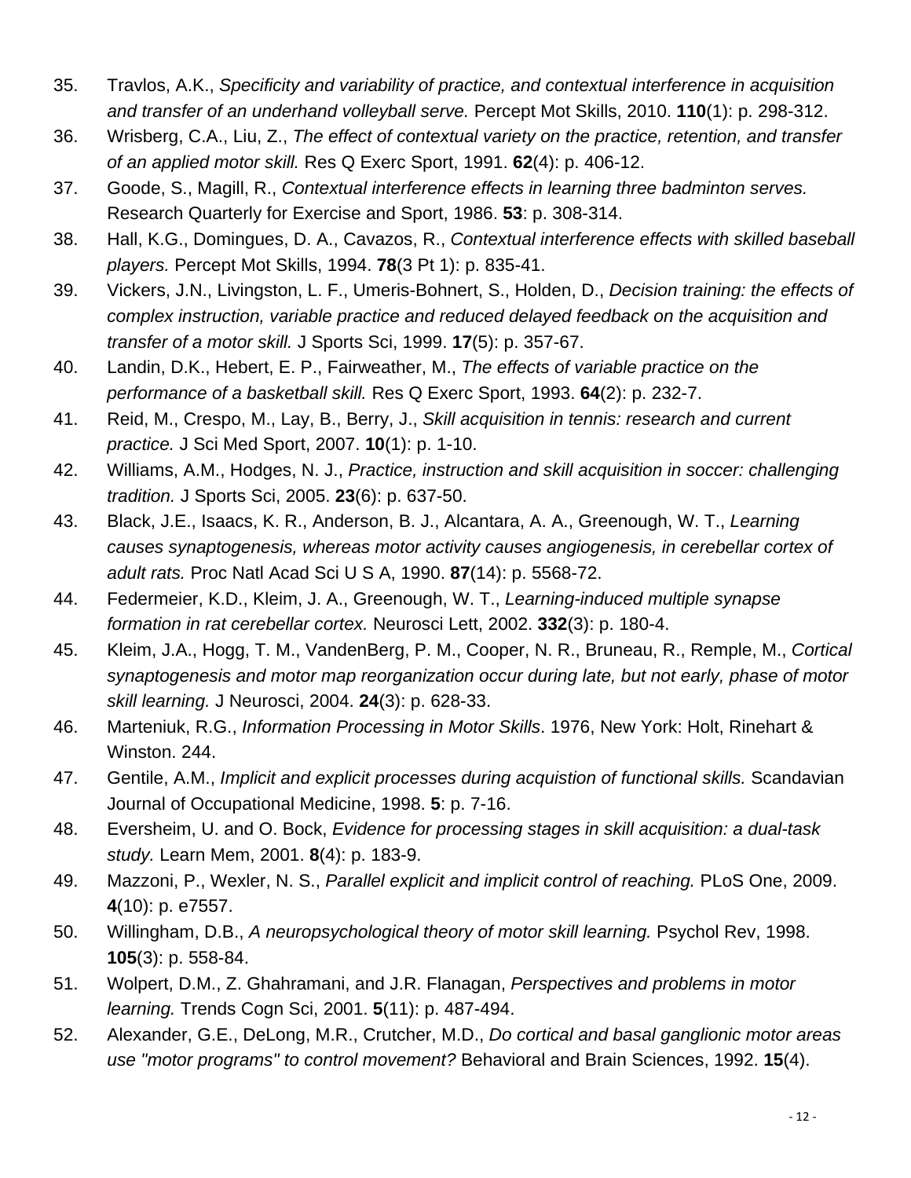35. Travlos, A.K., *Specificity and variability of practice, and contextual interference in acquisition and transfer of an underhand volleyball serve.* Percept Mot Skills, 2010. **110**(1): p. 298-312.
36. Wrisberg, C.A., Liu, Z., *The effect of contextual variety on the practice, retention, and transfer of an applied motor skill.* Res Q Exerc Sport, 1991. **62**(4): p. 406-12.
37. Goode, S., Magill, R., *Contextual interference effects in learning three badminton serves.* Research Quarterly for Exercise and Sport, 1986. **53**: p. 308-314.
38. Hall, K.G., Domingues, D. A., Cavazos, R., *Contextual interference effects with skilled baseball players.* Percept Mot Skills, 1994. **78**(3 Pt 1): p. 835-41.
39. Vickers, J.N., Livingston, L. F., Umeris-Bohnert, S., Holden, D., *Decision training: the effects of complex instruction, variable practice and reduced delayed feedback on the acquisition and transfer of a motor skill.* J Sports Sci, 1999. **17**(5): p. 357-67.
40. Landin, D.K., Hebert, E. P., Fairweather, M., *The effects of variable practice on the performance of a basketball skill.* Res Q Exerc Sport, 1993. **64**(2): p. 232-7.
41. Reid, M., Crespo, M., Lay, B., Berry, J., *Skill acquisition in tennis: research and current practice.* J Sci Med Sport, 2007. **10**(1): p. 1-10.
42. Williams, A.M., Hodges, N. J., *Practice, instruction and skill acquisition in soccer: challenging tradition.* J Sports Sci, 2005. **23**(6): p. 637-50.
43. Black, J.E., Isaacs, K. R., Anderson, B. J., Alcantara, A. A., Greenough, W. T., *Learning causes synaptogenesis, whereas motor activity causes angiogenesis, in cerebellar cortex of adult rats.* Proc Natl Acad Sci U S A, 1990. **87**(14): p. 5568-72.
44. Federmeier, K.D., Kleim, J. A., Greenough, W. T., *Learning-induced multiple synapse formation in rat cerebellar cortex.* Neurosci Lett, 2002. **332**(3): p. 180-4.
45. Kleim, J.A., Hogg, T. M., VandenBerg, P. M., Cooper, N. R., Bruneau, R., Remple, M., *Cortical synaptogenesis and motor map reorganization occur during late, but not early, phase of motor skill learning.* J Neurosci, 2004. **24**(3): p. 628-33.
46. Marteniuk, R.G., *Information Processing in Motor Skills*. 1976, New York: Holt, Rinehart & Winston. 244.
47. Gentile, A.M., *Implicit and explicit processes during acquistion of functional skills.* Scandavian Journal of Occupational Medicine, 1998. **5**: p. 7-16.
48. Eversheim, U. and O. Bock, *Evidence for processing stages in skill acquisition: a dual-task study.* Learn Mem, 2001. **8**(4): p. 183-9.
49. Mazzoni, P., Wexler, N. S., *Parallel explicit and implicit control of reaching.* PLoS One, 2009. **4**(10): p. e7557.
50. Willingham, D.B., *A neuropsychological theory of motor skill learning.* Psychol Rev, 1998. **105**(3): p. 558-84.
51. Wolpert, D.M., Z. Ghahramani, and J.R. Flanagan, *Perspectives and problems in motor learning.* Trends Cogn Sci, 2001. **5**(11): p. 487-494.
52. Alexander, G.E., DeLong, M.R., Crutcher, M.D., *Do cortical and basal ganglionic motor areas use "motor programs" to control movement?* Behavioral and Brain Sciences, 1992. **15**(4).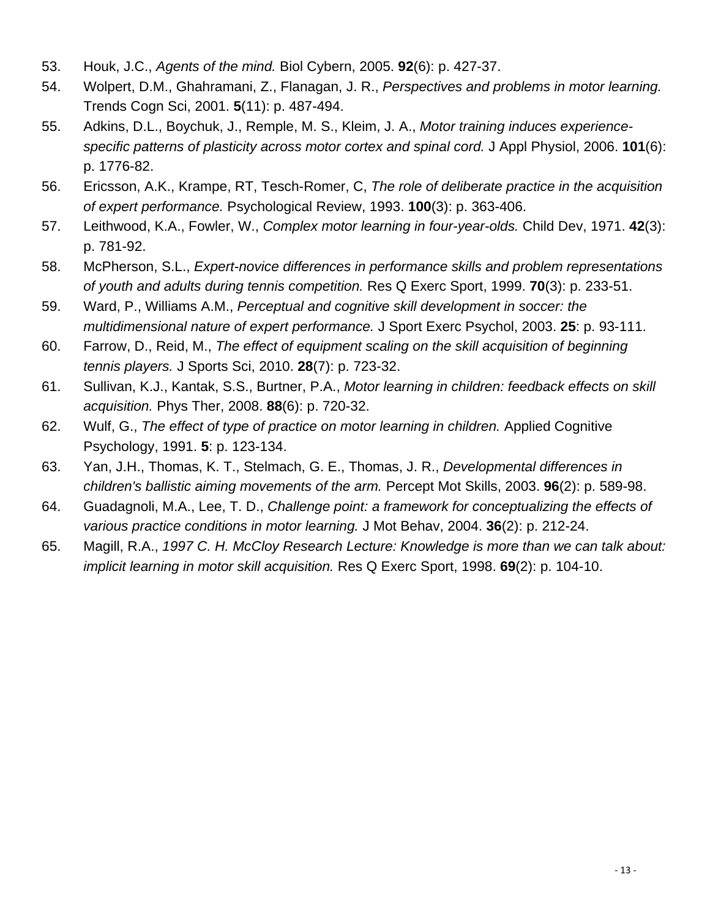53. Houk, J.C., *Agents of the mind.* Biol Cybern, 2005. **92**(6): p. 427-37.
54. Wolpert, D.M., Ghahramani, Z., Flanagan, J. R., *Perspectives and problems in motor learning.* Trends Cogn Sci, 2001. **5**(11): p. 487-494.
55. Adkins, D.L., Boychuk, J., Remple, M. S., Kleim, J. A., *Motor training induces experience-specific patterns of plasticity across motor cortex and spinal cord.* J Appl Physiol, 2006. **101**(6): p. 1776-82.
56. Ericsson, A.K., Krampe, RT, Tesch-Romer, C, *The role of deliberate practice in the acquisition of expert performance.* Psychological Review, 1993. **100**(3): p. 363-406.
57. Leithwood, K.A., Fowler, W., *Complex motor learning in four-year-olds.* Child Dev, 1971. **42**(3): p. 781-92.
58. McPherson, S.L., *Expert-novice differences in performance skills and problem representations of youth and adults during tennis competition.* Res Q Exerc Sport, 1999. **70**(3): p. 233-51.
59. Ward, P., Williams A.M., *Perceptual and cognitive skill development in soccer: the multidimensional nature of expert performance.* J Sport Exerc Psychol, 2003. **25**: p. 93-111.
60. Farrow, D., Reid, M., *The effect of equipment scaling on the skill acquisition of beginning tennis players.* J Sports Sci, 2010. **28**(7): p. 723-32.
61. Sullivan, K.J., Kantak, S.S., Burtner, P.A., *Motor learning in children: feedback effects on skill acquisition.* Phys Ther, 2008. **88**(6): p. 720-32.
62. Wulf, G., *The effect of type of practice on motor learning in children.* Applied Cognitive Psychology, 1991. **5**: p. 123-134.
63. Yan, J.H., Thomas, K. T., Stelmach, G. E., Thomas, J. R., *Developmental differences in children's ballistic aiming movements of the arm.* Percept Mot Skills, 2003. **96**(2): p. 589-98.
64. Guadagnoli, M.A., Lee, T. D., *Challenge point: a framework for conceptualizing the effects of various practice conditions in motor learning.* J Mot Behav, 2004. **36**(2): p. 212-24.
65. Magill, R.A., *1997 C. H. McCloy Research Lecture: Knowledge is more than we can talk about: implicit learning in motor skill acquisition.* Res Q Exerc Sport, 1998. **69**(2): p. 104-10.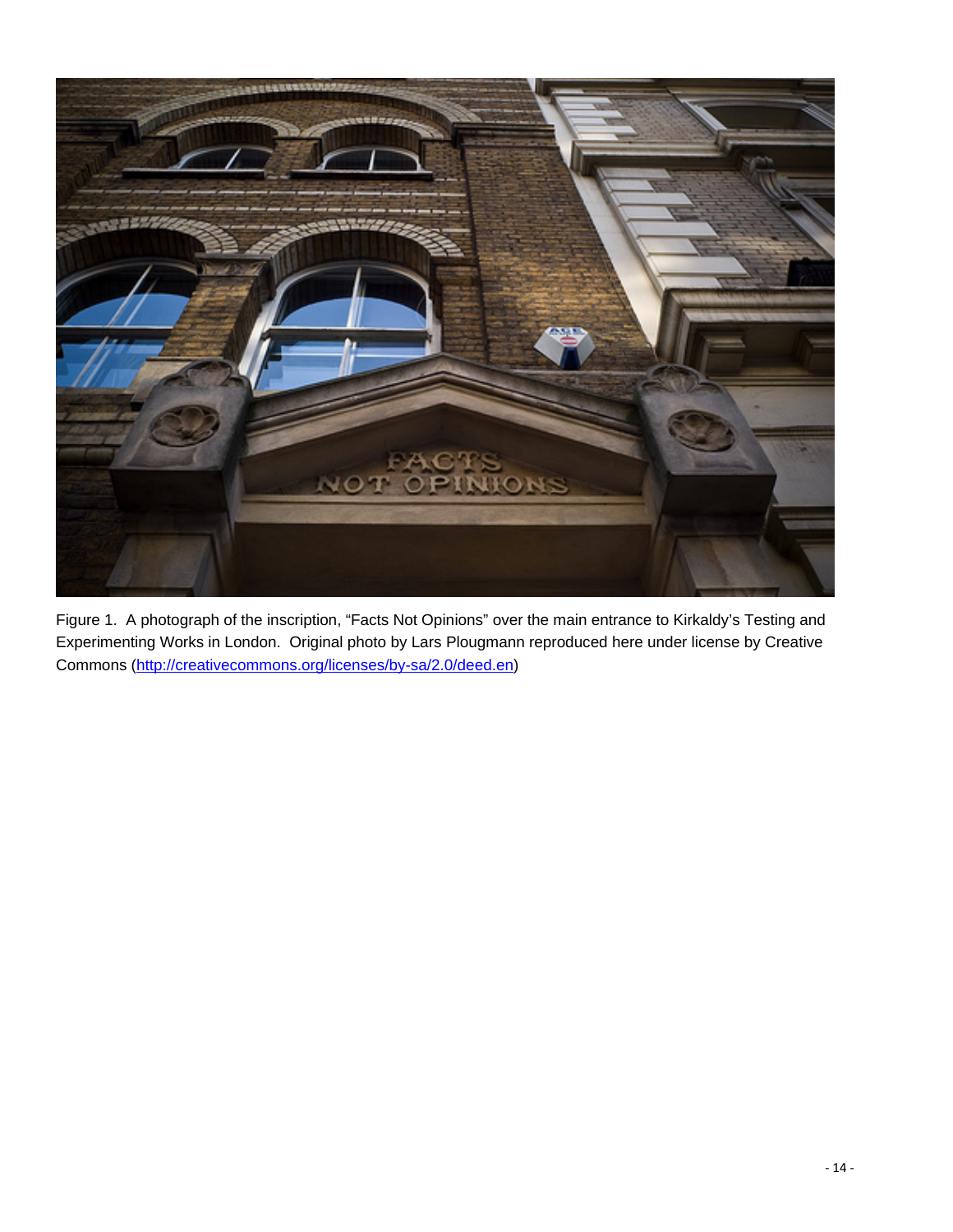Figure 1. A photograph of the inscription, “Facts Not Opinions” over the main entrance to Kirkaldy’s Testing and Experimenting Works in London. Original photo by Lars Plougmann reproduced here under license by Creative Commons (http://creativecommons.org/licenses/by-sa/2.0/deed.en)